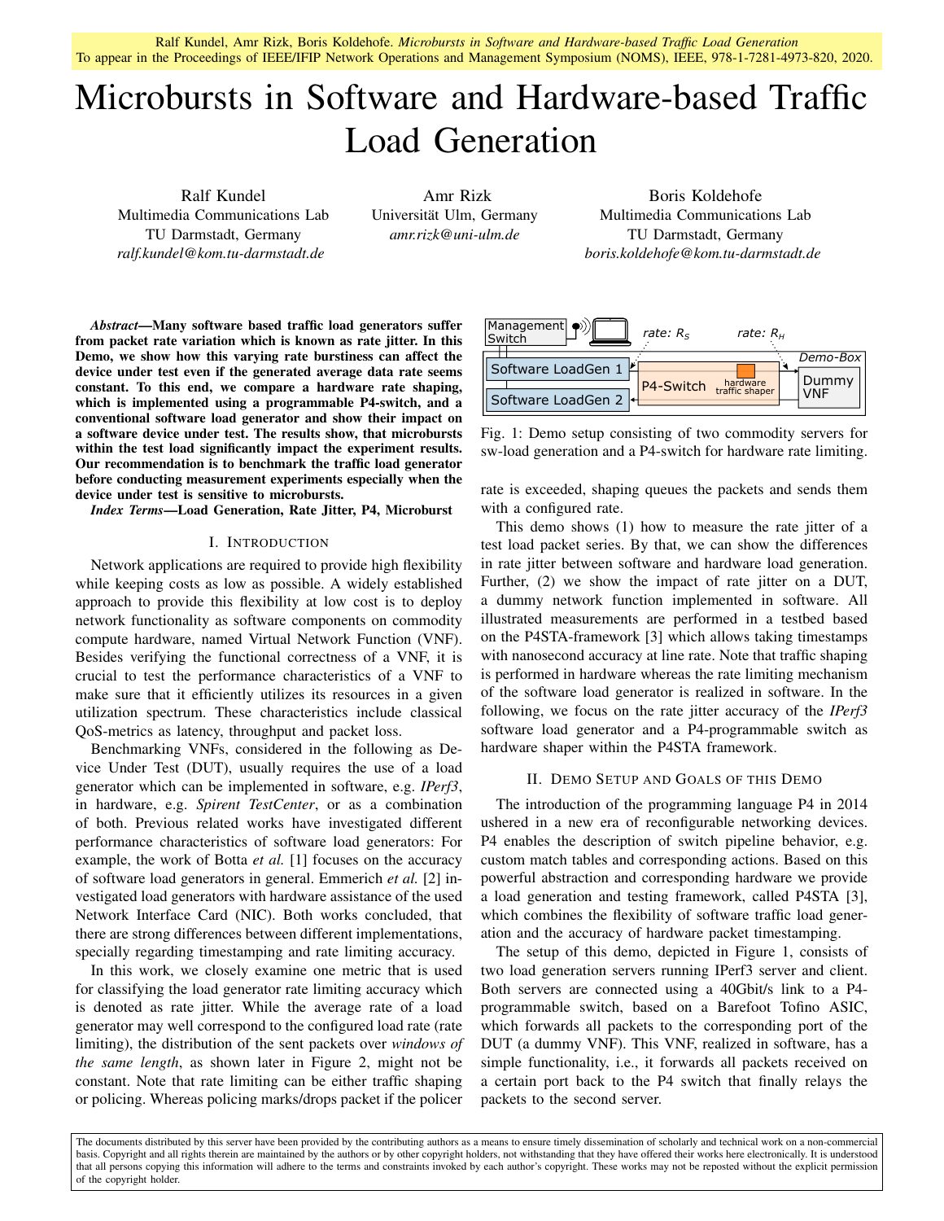Ralf Kundel, Amr Rizk, Boris Koldehofe. *Microbursts in Software and Hardware-based Traffic Load Generation*
To appear in the Proceedings of IEEE/IFIP Network Operations and Management Symposium (NOMS), IEEE, 978-1-7281-4973-820, 2020.

# Microbursts in Software and Hardware-based Traffic Load Generation

Ralf Kundel
Multimedia Communications Lab
TU Darmstadt, Germany
*ralf.kundel@kom.tu-darmstadt.de*

Amr Rizk
Universität Ulm, Germany
*amr.rizk@uni-ulm.de*

Boris Koldehofe
Multimedia Communications Lab
TU Darmstadt, Germany
*boris.koldehofe@kom.tu-darmstadt.de*

***Abstract*—Many software based traffic load generators suffer from packet rate variation which is known as rate jitter. In this Demo, we show how this varying rate burstiness can affect the device under test even if the generated average data rate seems constant. To this end, we compare a hardware rate shaping, which is implemented using a programmable P4-switch, and a conventional software load generator and show their impact on a software device under test. The results show, that microbursts within the test load significantly impact the experiment results. Our recommendation is to benchmark the traffic load generator before conducting measurement experiments especially when the device under test is sensitive to microbursts.**

***Index Terms*—Load Generation, Rate Jitter, P4, Microburst**

## I. Introduction

Network applications are required to provide high flexibility while keeping costs as low as possible. A widely established approach to provide this flexibility at low cost is to deploy network functionality as software components on commodity compute hardware, named Virtual Network Function (VNF). Besides verifying the functional correctness of a VNF, it is crucial to test the performance characteristics of a VNF to make sure that it efficiently utilizes its resources in a given utilization spectrum. These characteristics include classical QoS-metrics as latency, throughput and packet loss.

Benchmarking VNFs, considered in the following as Device Under Test (DUT), usually requires the use of a load generator which can be implemented in software, e.g. *IPerf3*, in hardware, e.g. *Spirent TestCenter*, or as a combination of both. Previous related works have investigated different performance characteristics of software load generators: For example, the work of Botta *et al.* [1] focuses on the accuracy of software load generators in general. Emmerich *et al.* [2] investigated load generators with hardware assistance of the used Network Interface Card (NIC). Both works concluded, that there are strong differences between different implementations, specially regarding timestamping and rate limiting accuracy.

In this work, we closely examine one metric that is used for classifying the load generator rate limiting accuracy which is denoted as rate jitter. While the average rate of a load generator may well correspond to the configured load rate (rate limiting), the distribution of the sent packets over *windows of the same length*, as shown later in Figure 2, might not be constant. Note that rate limiting can be either traffic shaping or policing. Whereas policing marks/drops packet if the policer rate is exceeded, shaping queues the packets and sends them with a configured rate.

Fig. 1: Demo setup consisting of two commodity servers for sw-load generation and a P4-switch for hardware rate limiting.

This demo shows (1) how to measure the rate jitter of a test load packet series. By that, we can show the differences in rate jitter between software and hardware load generation. Further, (2) we show the impact of rate jitter on a DUT, a dummy network function implemented in software. All illustrated measurements are performed in a testbed based on the P4STA-framework [3] which allows taking timestamps with nanosecond accuracy at line rate. Note that traffic shaping is performed in hardware whereas the rate limiting mechanism of the software load generator is realized in software. In the following, we focus on the rate jitter accuracy of the *IPerf3* software load generator and a P4-programmable switch as hardware shaper within the P4STA framework.

## II. Demo Setup and Goals of this Demo

The introduction of the programming language P4 in 2014 ushered in a new era of reconfigurable networking devices. P4 enables the description of switch pipeline behavior, e.g. custom match tables and corresponding actions. Based on this powerful abstraction and corresponding hardware we provide a load generation and testing framework, called P4STA [3], which combines the flexibility of software traffic load generation and the accuracy of hardware packet timestamping.

The setup of this demo, depicted in Figure 1, consists of two load generation servers running IPerf3 server and client. Both servers are connected using a 40Gbit/s link to a P4-programmable switch, based on a Barefoot Tofino ASIC, which forwards all packets to the corresponding port of the DUT (a dummy VNF). This VNF, realized in software, has a simple functionality, i.e., it forwards all packets received on a certain port back to the P4 switch that finally relays the packets to the second server.

The documents distributed by this server have been provided by the contributing authors as a means to ensure timely dissemination of scholarly and technical work on a non-commercial basis. Copyright and all rights therein are maintained by the authors or by other copyright holders, not withstanding that they have offered their works here electronically. It is understood that all persons copying this information will adhere to the terms and constraints invoked by each author's copyright. These works may not be reposted without the explicit permission of the copyright holder.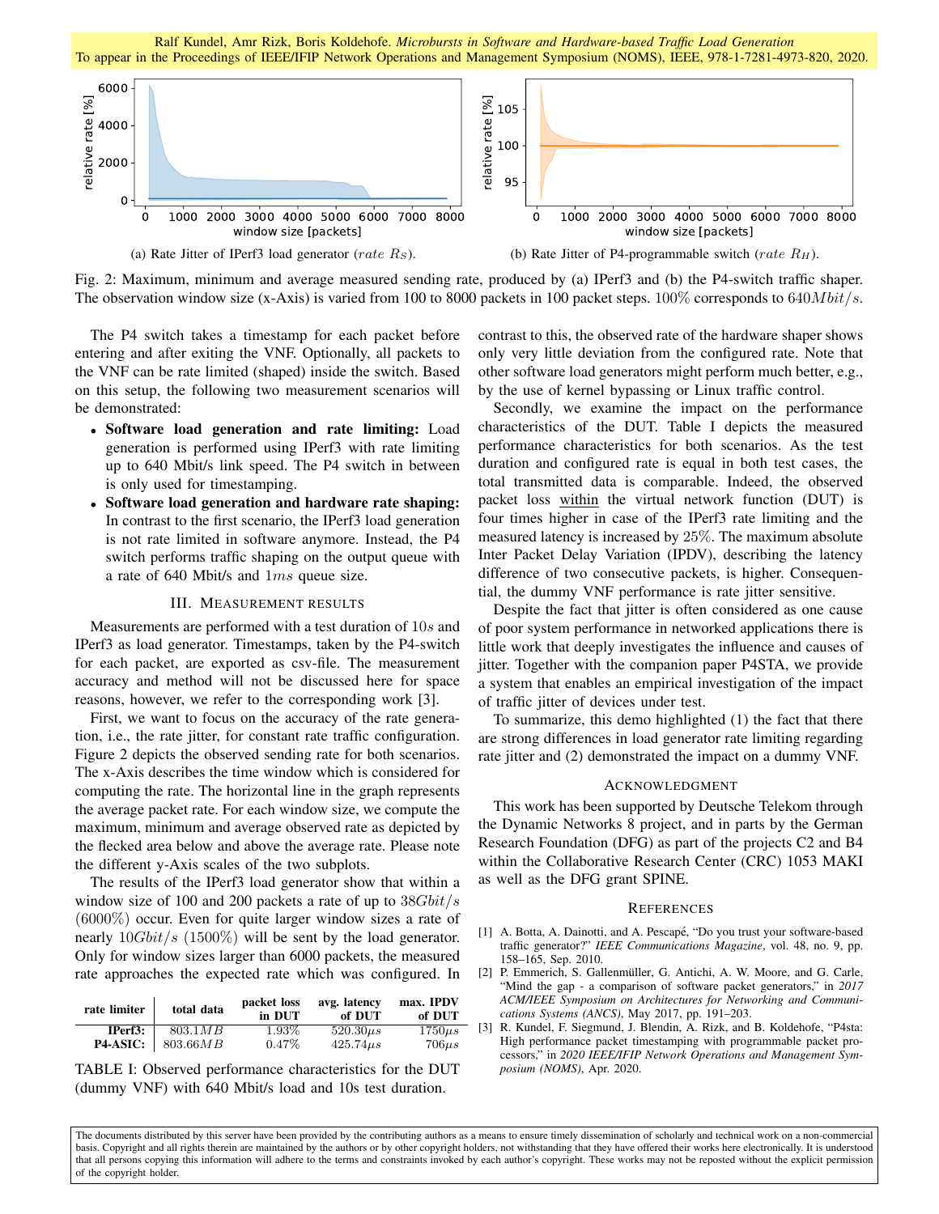Ralf Kundel, Amr Rizk, Boris Koldehofe. *Microbursts in Software and Hardware-based Traffic Load Generation*
To appear in the Proceedings of IEEE/IFIP Network Operations and Management Symposium (NOMS), IEEE, 978-1-7281-4973-820, 2020.

relative rate [%]
6000
4000
2000
0
0 1000 2000 3000 4000 5000 6000 7000 8000
window size [packets]

(a) Rate Jitter of IPerf3 load generator ($rate\ R_S$).

relative rate [%]
105
100
95
0 1000 2000 3000 4000 5000 6000 7000 8000
window size [packets]

(b) Rate Jitter of P4-programmable switch ($rate\ R_H$).

Fig. 2: Maximum, minimum and average measured sending rate, produced by (a) IPerf3 and (b) the P4-switch traffic shaper. The observation window size (x-Axis) is varied from 100 to 8000 packets in 100 packet steps. $100\%$ corresponds to $640 Mbit/s$.

The P4 switch takes a timestamp for each packet before entering and after exiting the VNF. Optionally, all packets to the VNF can be rate limited (shaped) inside the switch. Based on this setup, the following two measurement scenarios will be demonstrated:

- **Software load generation and rate limiting:** Load generation is performed using IPerf3 with rate limiting up to 640 Mbit/s link speed. The P4 switch in between is only used for timestamping.
- **Software load generation and hardware rate shaping:** In contrast to the first scenario, the IPerf3 load generation is not rate limited in software anymore. Instead, the P4 switch performs traffic shaping on the output queue with a rate of 640 Mbit/s and $1ms$ queue size.

## III. Measurement results

Measurements are performed with a test duration of $10s$ and IPerf3 as load generator. Timestamps, taken by the P4-switch for each packet, are exported as csv-file. The measurement accuracy and method will not be discussed here for space reasons, however, we refer to the corresponding work [3].

First, we want to focus on the accuracy of the rate generation, i.e., the rate jitter, for constant rate traffic configuration. Figure 2 depicts the observed sending rate for both scenarios. The x-Axis describes the time window which is considered for computing the rate. The horizontal line in the graph represents the average packet rate. For each window size, we compute the maximum, minimum and average observed rate as depicted by the flecked area below and above the average rate. Please note the different y-Axis scales of the two subplots.

The results of the IPerf3 load generator show that within a window size of 100 and 200 packets a rate of up to $38Gbit/s$ ($6000\%$) occur. Even for quite larger window sizes a rate of nearly $10Gbit/s$ ($1500\%$) will be sent by the load generator. Only for window sizes larger than 6000 packets, the measured rate approaches the expected rate which was configured. In contrast to this, the observed rate of the hardware shaper shows only very little deviation from the configured rate. Note that other software load generators might perform much better, e.g., by the use of kernel bypassing or Linux traffic control.

| rate limiter | total data | packet loss in DUT | avg. latency of DUT | max. IPDV of DUT |
|---|---|---|---|---|
| **IPerf3:** | $803.1MB$ | $1.93\%$ | $520.30\mu s$ | $1750\mu s$ |
| **P4-ASIC:** | $803.66MB$ | $0.47\%$ | $425.74\mu s$ | $706\mu s$ |

TABLE I: Observed performance characteristics for the DUT (dummy VNF) with 640 Mbit/s load and 10s test duration.

Secondly, we examine the impact on the performance characteristics of the DUT. Table I depicts the measured performance characteristics for both scenarios. As the test duration and configured rate is equal in both test cases, the total transmitted data is comparable. Indeed, the observed packet loss <u>within</u> the virtual network function (DUT) is four times higher in case of the IPerf3 rate limiting and the measured latency is increased by $25\%$. The maximum absolute Inter Packet Delay Variation (IPDV), describing the latency difference of two consecutive packets, is higher. Consequential, the dummy VNF performance is rate jitter sensitive.

Despite the fact that jitter is often considered as one cause of poor system performance in networked applications there is little work that deeply investigates the influence and causes of jitter. Together with the companion paper P4STA, we provide a system that enables an empirical investigation of the impact of traffic jitter of devices under test.

To summarize, this demo highlighted (1) the fact that there are strong differences in load generator rate limiting regarding rate jitter and (2) demonstrated the impact on a dummy VNF.

## Acknowledgment

This work has been supported by Deutsche Telekom through the Dynamic Networks 8 project, and in parts by the German Research Foundation (DFG) as part of the projects C2 and B4 within the Collaborative Research Center (CRC) 1053 MAKI as well as the DFG grant SPINE.

## References

[1] A. Botta, A. Dainotti, and A. Pescapé, "Do you trust your software-based traffic generator?" *IEEE Communications Magazine*, vol. 48, no. 9, pp. 158–165, Sep. 2010.

[2] P. Emmerich, S. Gallenmüller, G. Antichi, A. W. Moore, and G. Carle, "Mind the gap - a comparison of software packet generators," in *2017 ACM/IEEE Symposium on Architectures for Networking and Communications Systems (ANCS)*, May 2017, pp. 191–203.

[3] R. Kundel, F. Siegmund, J. Blendin, A. Rizk, and B. Koldehofe, "P4sta: High performance packet timestamping with programmable packet processors," in *2020 IEEE/IFIP Network Operations and Management Symposium (NOMS)*, Apr. 2020.

The documents distributed by this server have been provided by the contributing authors as a means to ensure timely dissemination of scholarly and technical work on a non-commercial basis. Copyright and all rights therein are maintained by the authors or by other copyright holders, not withstanding that they have offered their works here electronically. It is understood that all persons copying this information will adhere to the terms and constraints invoked by each author's copyright. These works may not be reposted without the explicit permission of the copyright holder.